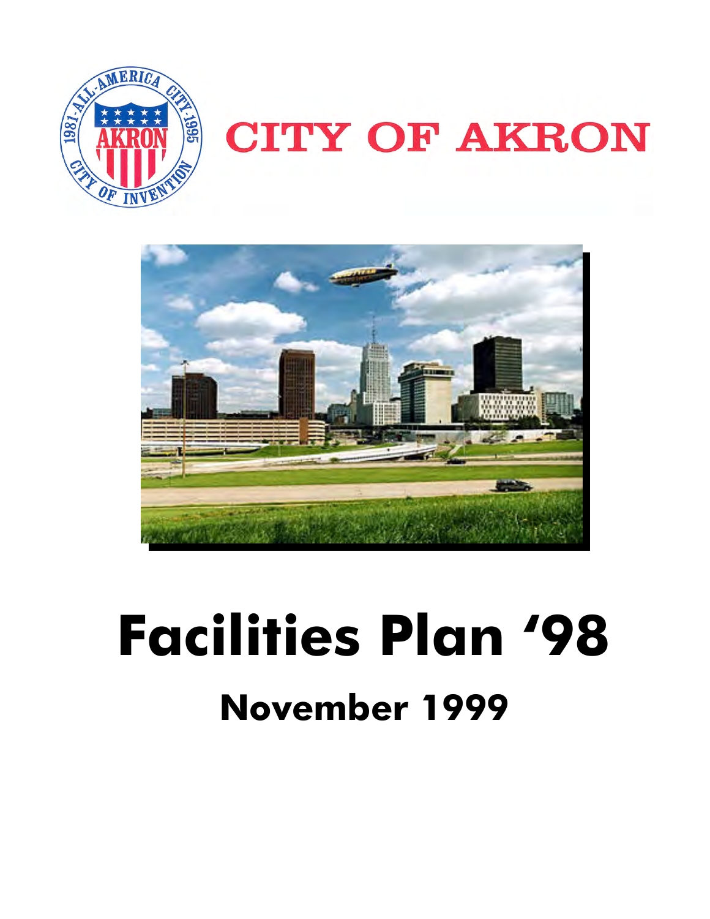# CITY OF AKRON

# Facilities Plan '98

## November 1999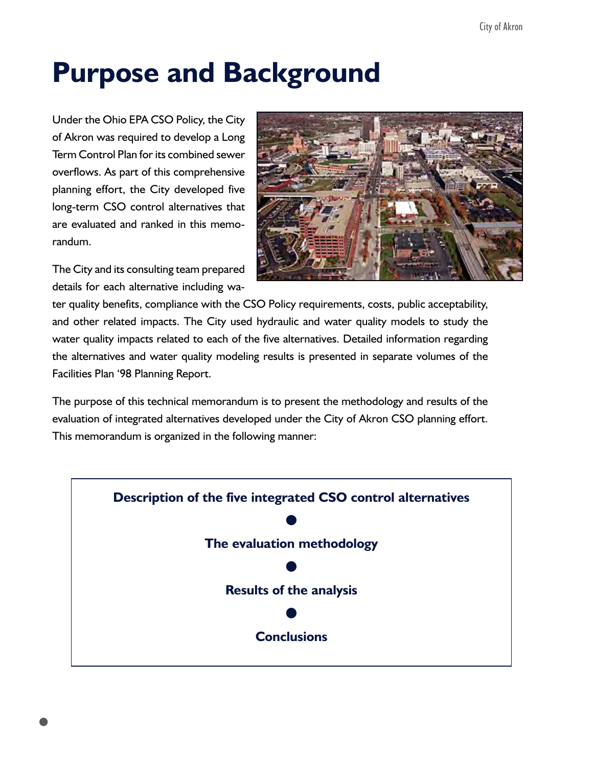# Purpose and Background

Under the Ohio EPA CSO Policy, the City of Akron was required to develop a Long Term Control Plan for its combined sewer overflows. As part of this comprehensive planning effort, the City developed five long-term CSO control alternatives that are evaluated and ranked in this memorandum.

The City and its consulting team prepared details for each alternative including water quality benefits, compliance with the CSO Policy requirements, costs, public acceptability, and other related impacts. The City used hydraulic and water quality models to study the water quality impacts related to each of the five alternatives. Detailed information regarding the alternatives and water quality modeling results is presented in separate volumes of the Facilities Plan '98 Planning Report.

The purpose of this technical memorandum is to present the methodology and results of the evaluation of integrated alternatives developed under the City of Akron CSO planning effort. This memorandum is organized in the following manner:

**Description of the five integrated CSO control alternatives**

**The evaluation methodology**

**Results of the analysis**

**Conclusions**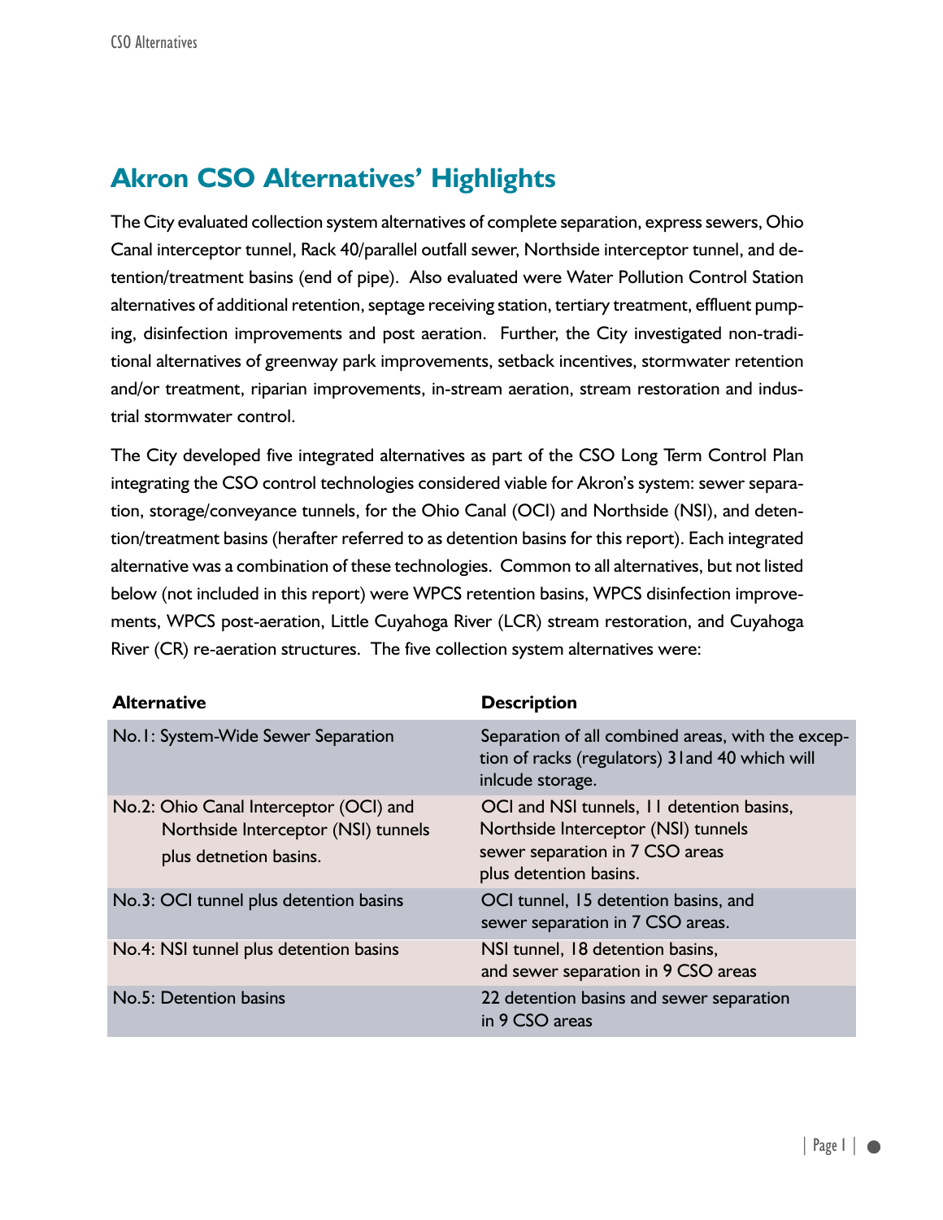## Akron CSO Alternatives' Highlights

The City evaluated collection system alternatives of complete separation, express sewers, Ohio Canal interceptor tunnel, Rack 40/parallel outfall sewer, Northside interceptor tunnel, and detention/treatment basins (end of pipe). Also evaluated were Water Pollution Control Station alternatives of additional retention, septage receiving station, tertiary treatment, effluent pumping, disinfection improvements and post aeration. Further, the City investigated non-traditional alternatives of greenway park improvements, setback incentives, stormwater retention and/or treatment, riparian improvements, in-stream aeration, stream restoration and industrial stormwater control.

The City developed five integrated alternatives as part of the CSO Long Term Control Plan integrating the CSO control technologies considered viable for Akron's system: sewer separation, storage/conveyance tunnels, for the Ohio Canal (OCI) and Northside (NSI), and detention/treatment basins (herafter referred to as detention basins for this report). Each integrated alternative was a combination of these technologies. Common to all alternatives, but not listed below (not included in this report) were WPCS retention basins, WPCS disinfection improvements, WPCS post-aeration, Little Cuyahoga River (LCR) stream restoration, and Cuyahoga River (CR) re-aeration structures. The five collection system alternatives were:

| Alternative | Description |
|---|---|
| No.1: System-Wide Sewer Separation | Separation of all combined areas, with the exception of racks (regulators) 31and 40 which will inlcude storage. |
| No.2: Ohio Canal Interceptor (OCI) and Northside Interceptor (NSI) tunnels plus detnetion basins. | OCI and NSI tunnels, 11 detention basins, Northside Interceptor (NSI) tunnels sewer separation in 7 CSO areas plus detention basins. |
| No.3: OCI tunnel plus detention basins | OCI tunnel, 15 detention basins, and sewer separation in 7 CSO areas. |
| No.4: NSI tunnel plus detention basins | NSI tunnel, 18 detention basins, and sewer separation in 9 CSO areas |
| No.5: Detention basins | 22 detention basins and sewer separation in 9 CSO areas |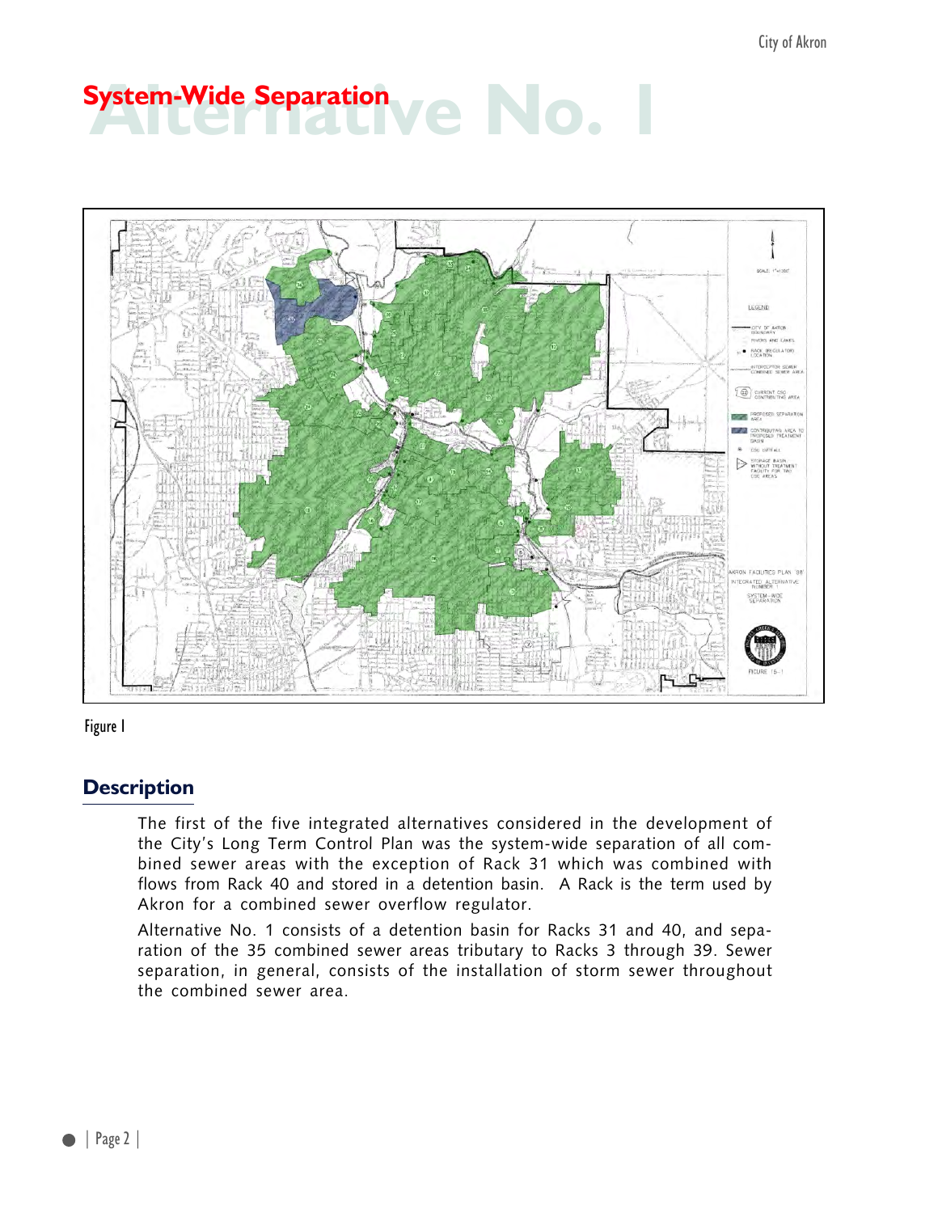# System-Wide Separation

# Alternative No. 1

Figure 1

## Description

The first of the five integrated alternatives considered in the development of the City's Long Term Control Plan was the system-wide separation of all combined sewer areas with the exception of Rack 31 which was combined with flows from Rack 40 and stored in a detention basin. A Rack is the term used by Akron for a combined sewer overflow regulator.

Alternative No. 1 consists of a detention basin for Racks 31 and 40, and separation of the 35 combined sewer areas tributary to Racks 3 through 39. Sewer separation, in general, consists of the installation of storm sewer throughout the combined sewer area.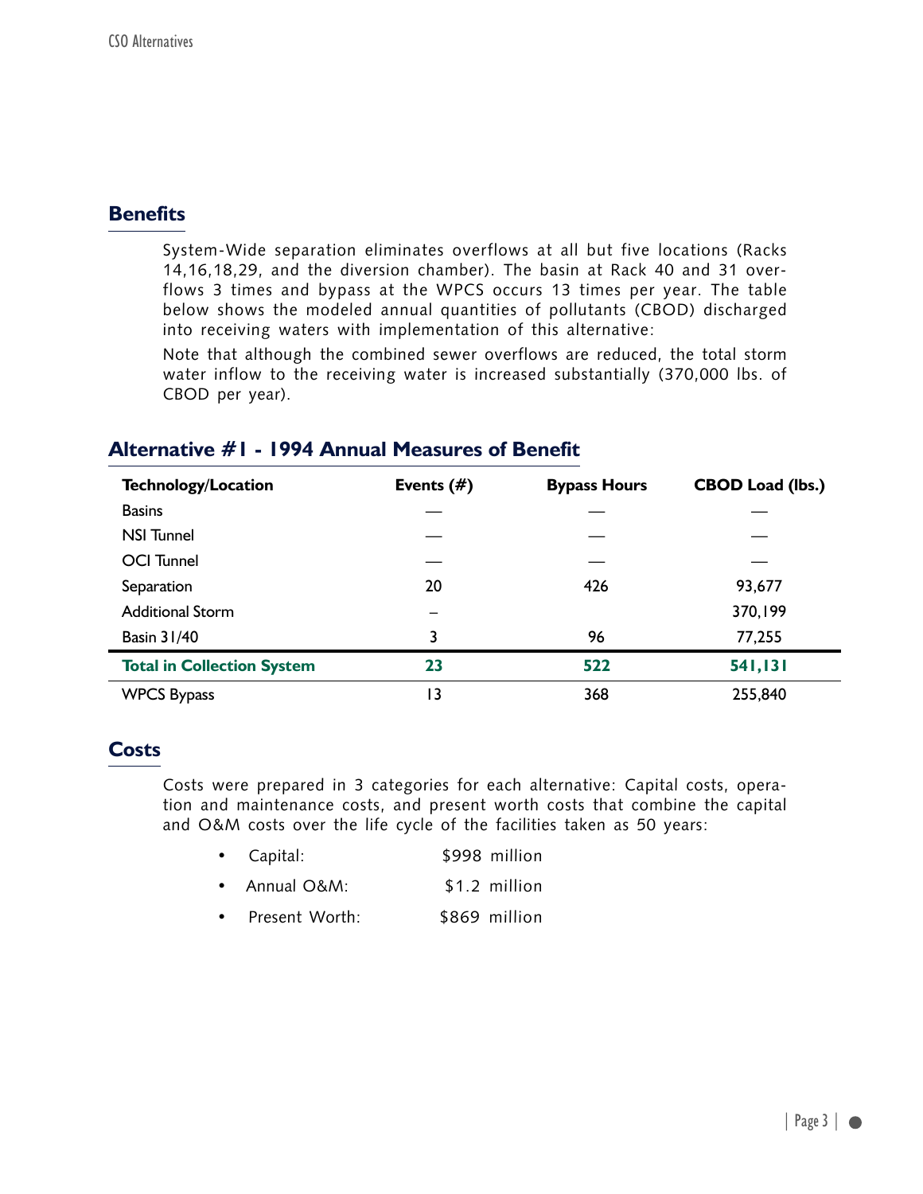## Benefits

System-Wide separation eliminates overflows at all but five locations (Racks 14,16,18,29, and the diversion chamber). The basin at Rack 40 and 31 overflows 3 times and bypass at the WPCS occurs 13 times per year. The table below shows the modeled annual quantities of pollutants (CBOD) discharged into receiving waters with implementation of this alternative:

Note that although the combined sewer overflows are reduced, the total storm water inflow to the receiving water is increased substantially (370,000 lbs. of CBOD per year).

### Alternative #1 - 1994 Annual Measures of Benefit

| Technology/Location | Events (#) | Bypass Hours | CBOD Load (lbs.) |
| --- | --- | --- | --- |
| Basins | — | — | — |
| NSI Tunnel | — | — | — |
| OCI Tunnel | — | — | — |
| Separation | 20 | 426 | 93,677 |
| Additional Storm | – | | 370,199 |
| Basin 31/40 | 3 | 96 | 77,255 |
| **Total in Collection System** | **23** | **522** | **541,131** |
| WPCS Bypass | 13 | 368 | 255,840 |

## Costs

Costs were prepared in 3 categories for each alternative: Capital costs, operation and maintenance costs, and present worth costs that combine the capital and O&M costs over the life cycle of the facilities taken as 50 years:

- Capital: $998 million
- Annual O&M: $1.2 million
- Present Worth: $869 million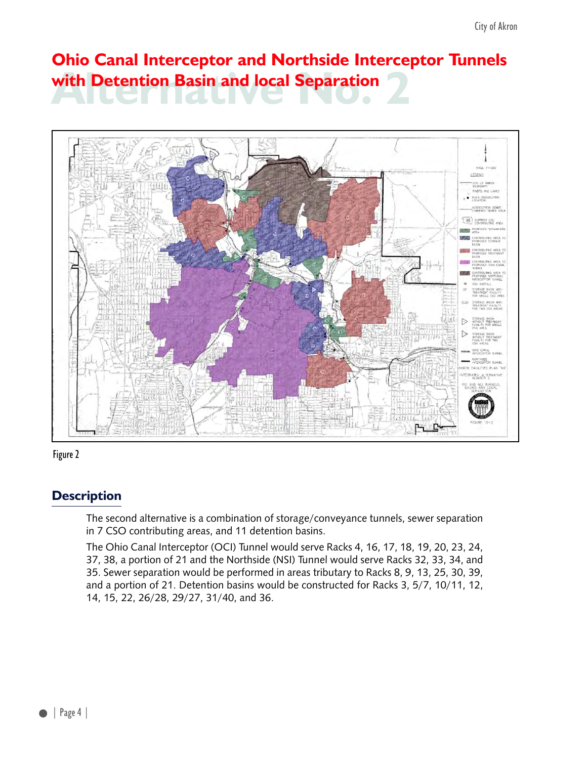# Ohio Canal Interceptor and Northside Interceptor Tunnels with Detention Basin and local Separation

Alternative No. 2

Figure 2

## Description

The second alternative is a combination of storage/conveyance tunnels, sewer separation in 7 CSO contributing areas, and 11 detention basins.

The Ohio Canal Interceptor (OCI) Tunnel would serve Racks 4, 16, 17, 18, 19, 20, 23, 24, 37, 38, a portion of 21 and the Northside (NSI) Tunnel would serve Racks 32, 33, 34, and 35. Sewer separation would be performed in areas tributary to Racks 8, 9, 13, 25, 30, 39, and a portion of 21. Detention basins would be constructed for Racks 3, 5/7, 10/11, 12, 14, 15, 22, 26/28, 29/27, 31/40, and 36.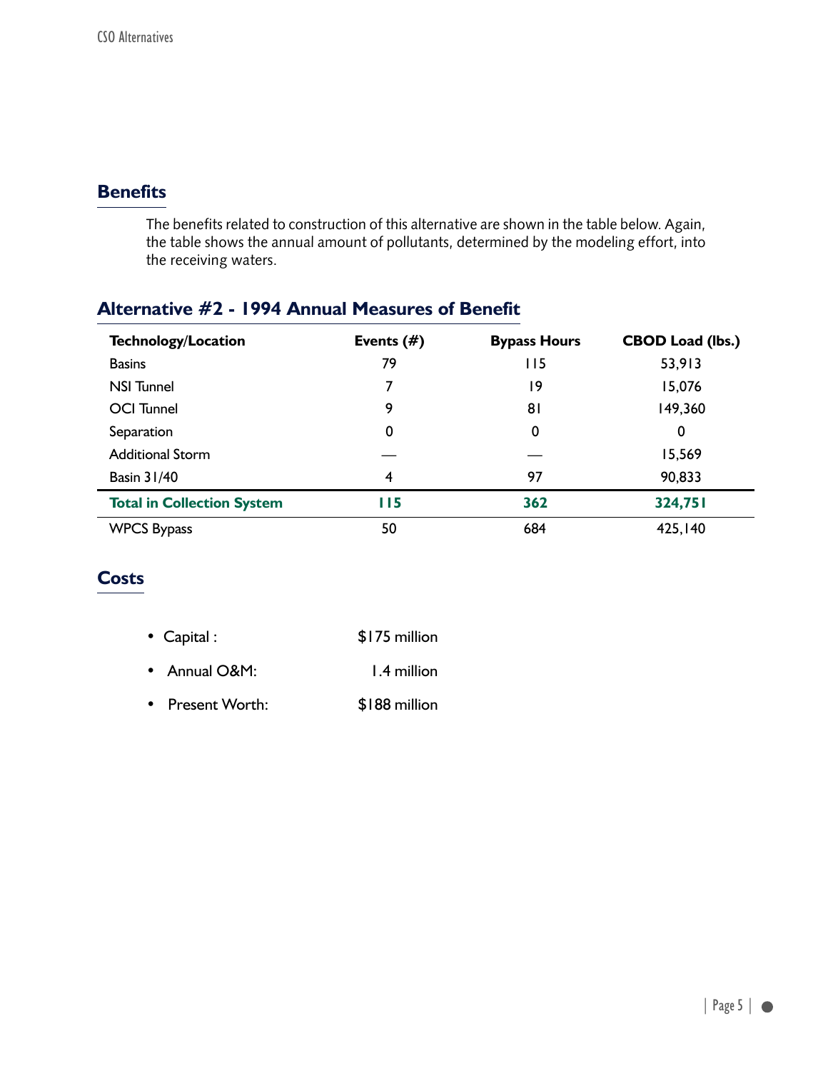## Benefits

The benefits related to construction of this alternative are shown in the table below. Again, the table shows the annual amount of pollutants, determined by the modeling effort, into the receiving waters.

## Alternative #2 - 1994 Annual Measures of Benefit

| Technology/Location | Events (#) | Bypass Hours | CBOD Load (lbs.) |
|---|---|---|---|
| Basins | 79 | 115 | 53,913 |
| NSI Tunnel | 7 | 19 | 15,076 |
| OCI Tunnel | 9 | 81 | 149,360 |
| Separation | 0 | 0 | 0 |
| Additional Storm | — | — | 15,569 |
| Basin 31/40 | 4 | 97 | 90,833 |
| **Total in Collection System** | **115** | **362** | **324,751** |
| WPCS Bypass | 50 | 684 | 425,140 |

## Costs

- Capital : $175 million
- Annual O&M: 1.4 million
- Present Worth: $188 million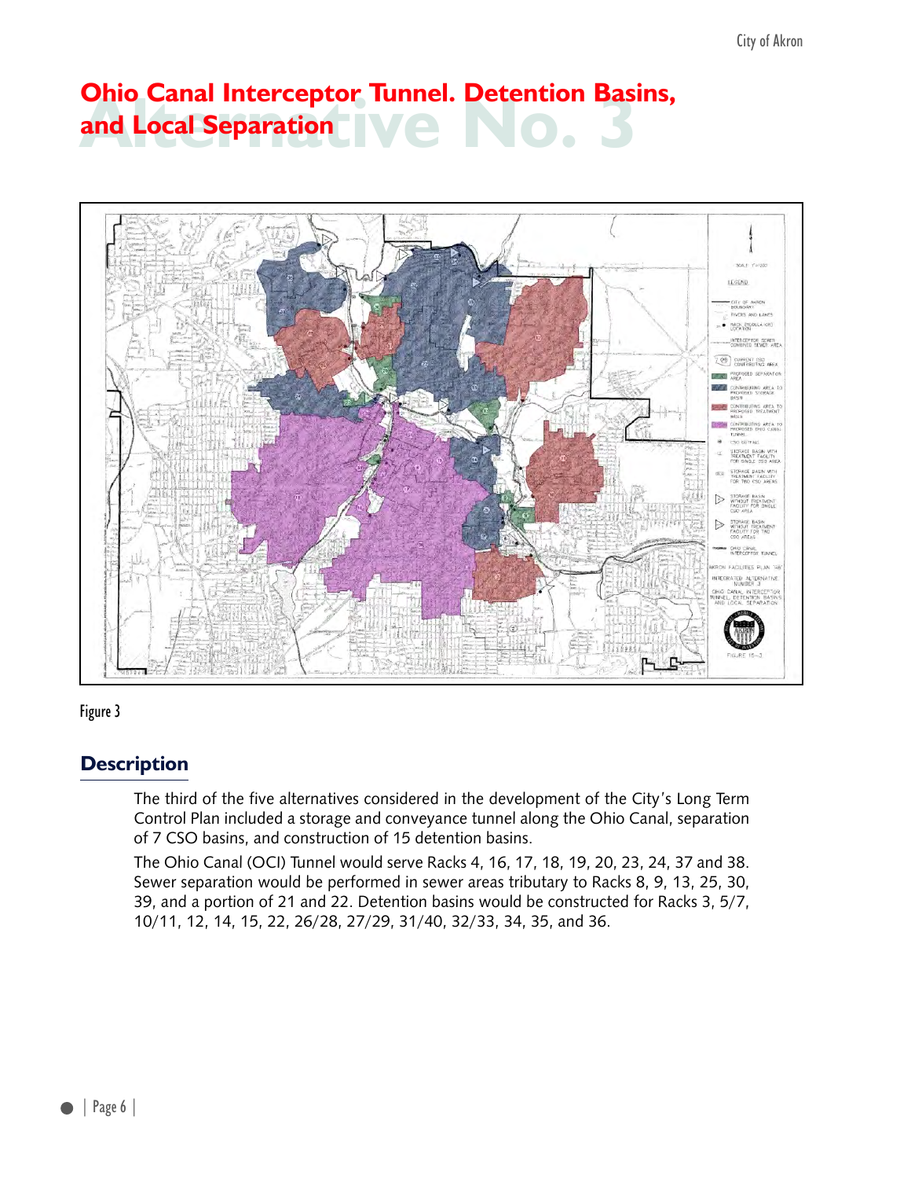# Alternative No. 3

## Ohio Canal Interceptor Tunnel. Detention Basins, and Local Separation

Figure 3

## Description

The third of the five alternatives considered in the development of the City's Long Term Control Plan included a storage and conveyance tunnel along the Ohio Canal, separation of 7 CSO basins, and construction of 15 detention basins.

The Ohio Canal (OCI) Tunnel would serve Racks 4, 16, 17, 18, 19, 20, 23, 24, 37 and 38. Sewer separation would be performed in sewer areas tributary to Racks 8, 9, 13, 25, 30, 39, and a portion of 21 and 22. Detention basins would be constructed for Racks 3, 5/7, 10/11, 12, 14, 15, 22, 26/28, 27/29, 31/40, 32/33, 34, 35, and 36.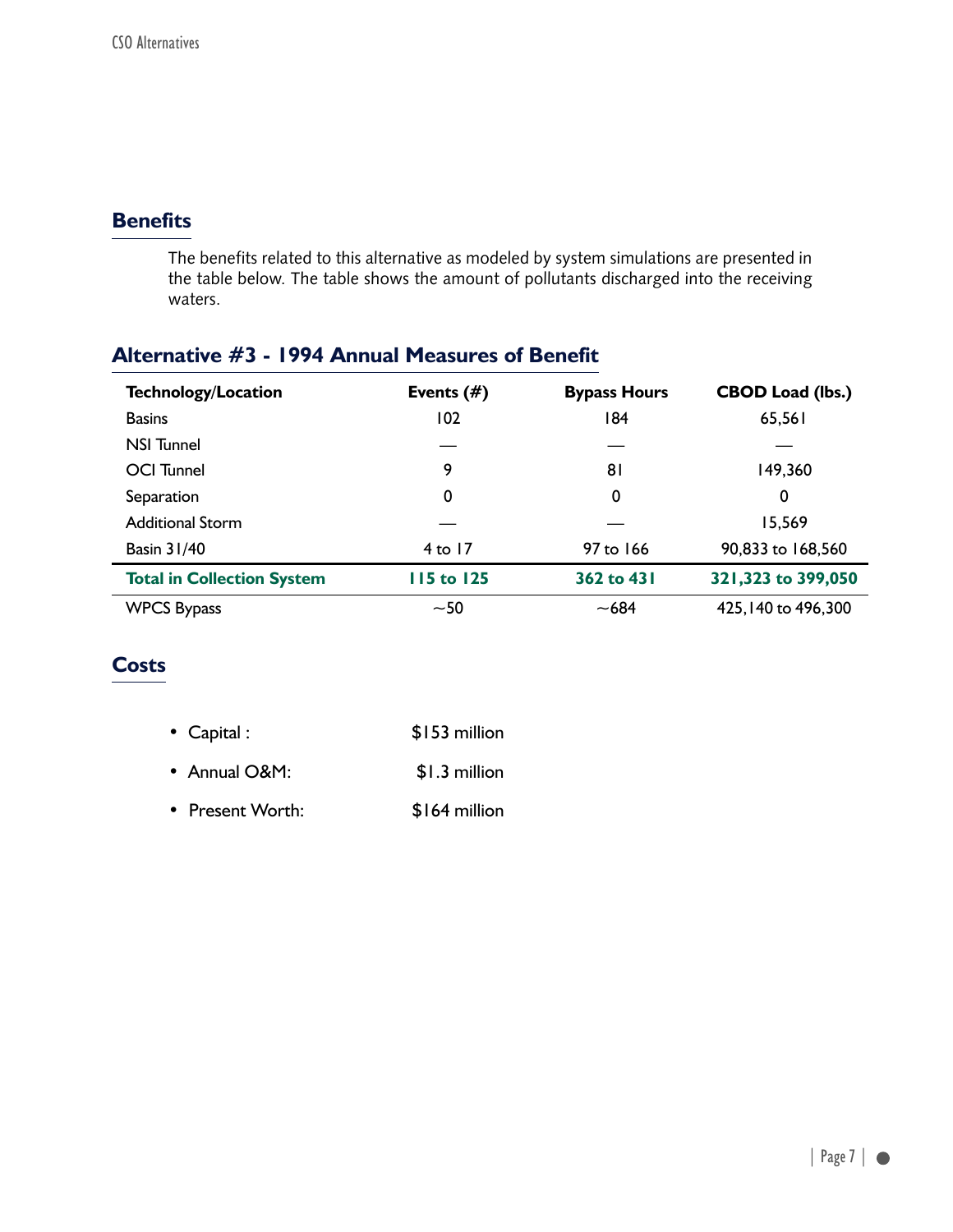## Benefits

The benefits related to this alternative as modeled by system simulations are presented in the table below. The table shows the amount of pollutants discharged into the receiving waters.

### Alternative #3 - 1994 Annual Measures of Benefit

| Technology/Location | Events (#) | Bypass Hours | CBOD Load (lbs.) |
|---|---|---|---|
| Basins | 102 | 184 | 65,561 |
| NSI Tunnel | — | — | — |
| OCI Tunnel | 9 | 81 | 149,360 |
| Separation | 0 | 0 | 0 |
| Additional Storm | — | — | 15,569 |
| Basin 31/40 | 4 to 17 | 97 to 166 | 90,833 to 168,560 |
| **Total in Collection System** | **115 to 125** | **362 to 431** | **321,323 to 399,050** |
| WPCS Bypass | ~50 | ~684 | 425,140 to 496,300 |

## Costs

- Capital : $153 million
- Annual O&M: $1.3 million
- Present Worth: $164 million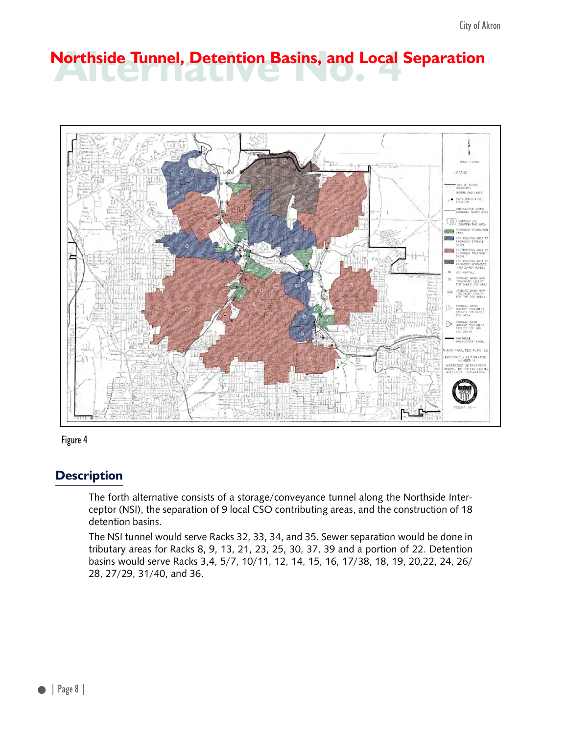# Alternative No. 4

## Northside Tunnel, Detention Basins, and Local Separation

Figure 4

## Description

The forth alternative consists of a storage/conveyance tunnel along the Northside Interceptor (NSI), the separation of 9 local CSO contributing areas, and the construction of 18 detention basins.

The NSI tunnel would serve Racks 32, 33, 34, and 35. Sewer separation would be done in tributary areas for Racks 8, 9, 13, 21, 23, 25, 30, 37, 39 and a portion of 22. Detention basins would serve Racks 3,4, 5/7, 10/11, 12, 14, 15, 16, 17/38, 18, 19, 20,22, 24, 26/28, 27/29, 31/40, and 36.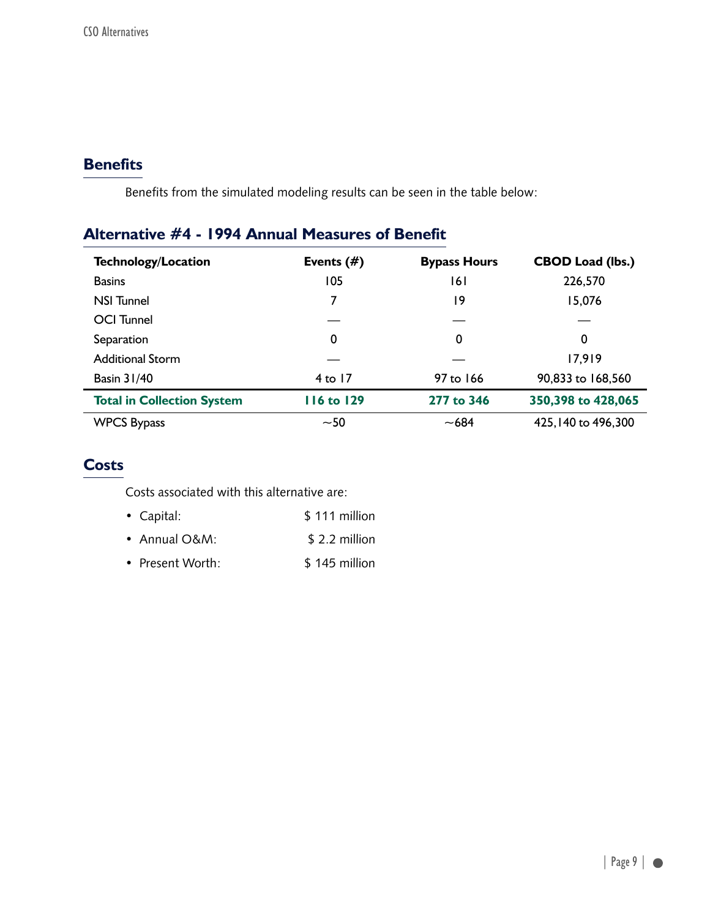## Benefits

Benefits from the simulated modeling results can be seen in the table below:

### Alternative #4 - 1994 Annual Measures of Benefit

| Technology/Location | Events (#) | Bypass Hours | CBOD Load (lbs.) |
|---|---|---|---|
| Basins | 105 | 161 | 226,570 |
| NSI Tunnel | 7 | 19 | 15,076 |
| OCI Tunnel | — | — | — |
| Separation | 0 | 0 | 0 |
| Additional Storm | — | — | 17,919 |
| Basin 31/40 | 4 to 17 | 97 to 166 | 90,833 to 168,560 |
| **Total in Collection System** | **116 to 129** | **277 to 346** | **350,398 to 428,065** |
| WPCS Bypass | ~50 | ~684 | 425,140 to 496,300 |

## Costs

Costs associated with this alternative are:

- Capital: $ 111 million
- Annual O&M: $ 2.2 million
- Present Worth: $ 145 million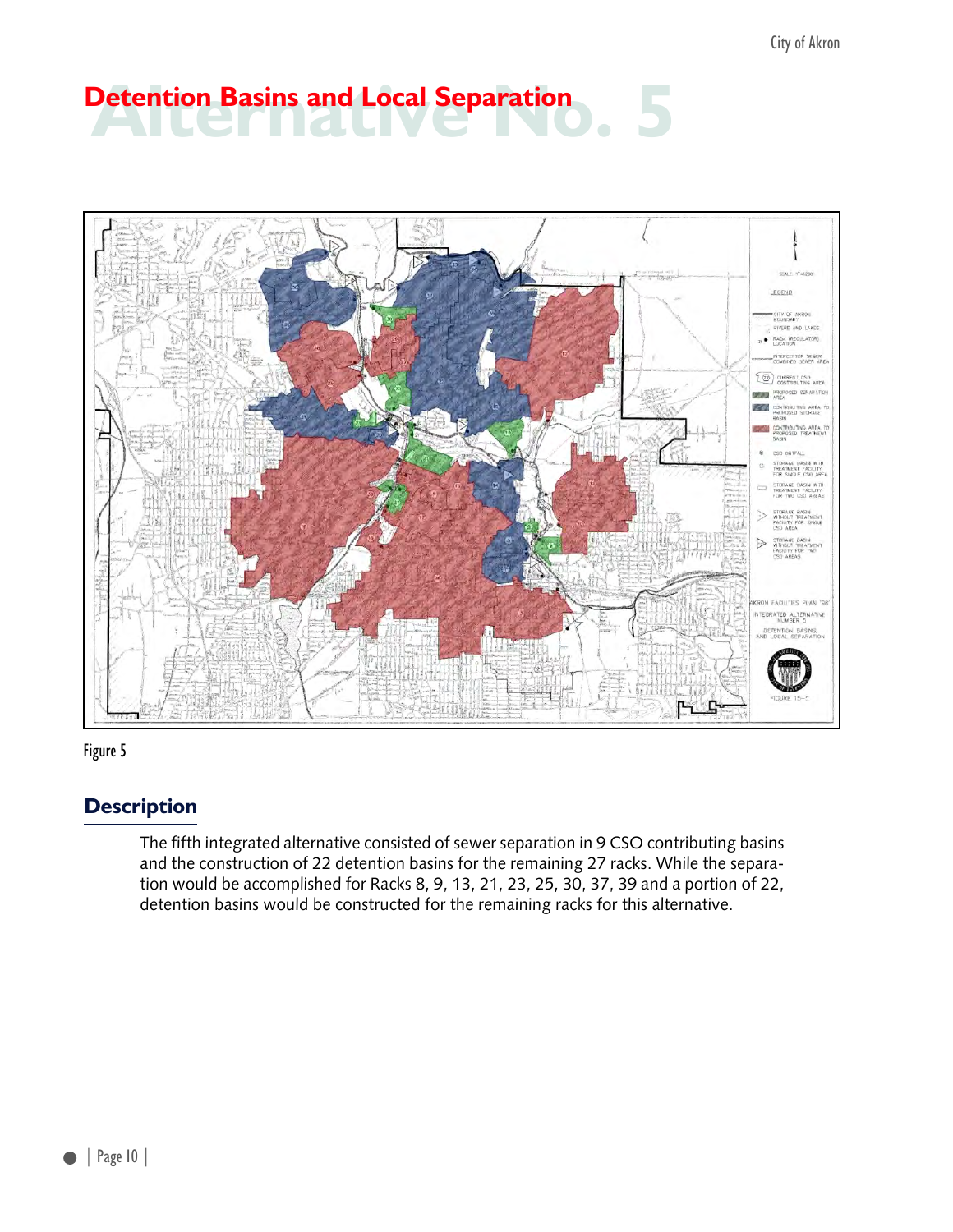# Alternative No. 5

## Detention Basins and Local Separation

Figure 5

## Description

The fifth integrated alternative consisted of sewer separation in 9 CSO contributing basins and the construction of 22 detention basins for the remaining 27 racks. While the separation would be accomplished for Racks 8, 9, 13, 21, 23, 25, 30, 37, 39 and a portion of 22, detention basins would be constructed for the remaining racks for this alternative.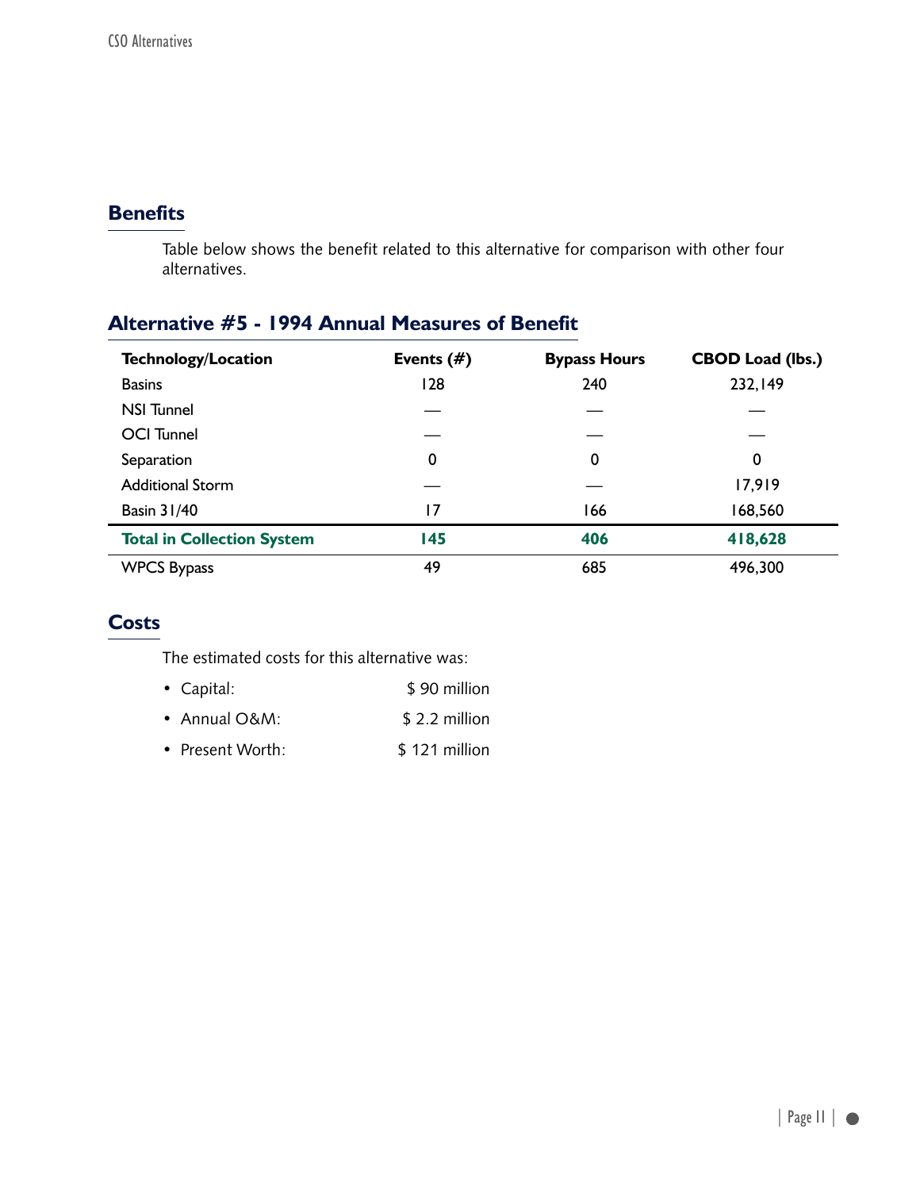## Benefits

Table below shows the benefit related to this alternative for comparison with other four alternatives.

### Alternative #5 - 1994 Annual Measures of Benefit

| Technology/Location | Events (#) | Bypass Hours | CBOD Load (lbs.) |
|---|---|---|---|
| Basins | 128 | 240 | 232,149 |
| NSI Tunnel | — | — | — |
| OCI Tunnel | — | — | — |
| Separation | 0 | 0 | 0 |
| Additional Storm | — | — | 17,919 |
| Basin 31/40 | 17 | 166 | 168,560 |
| **Total in Collection System** | **145** | **406** | **418,628** |
| WPCS Bypass | 49 | 685 | 496,300 |

## Costs

The estimated costs for this alternative was:

- Capital: $ 90 million
- Annual O&M: $ 2.2 million
- Present Worth: $ 121 million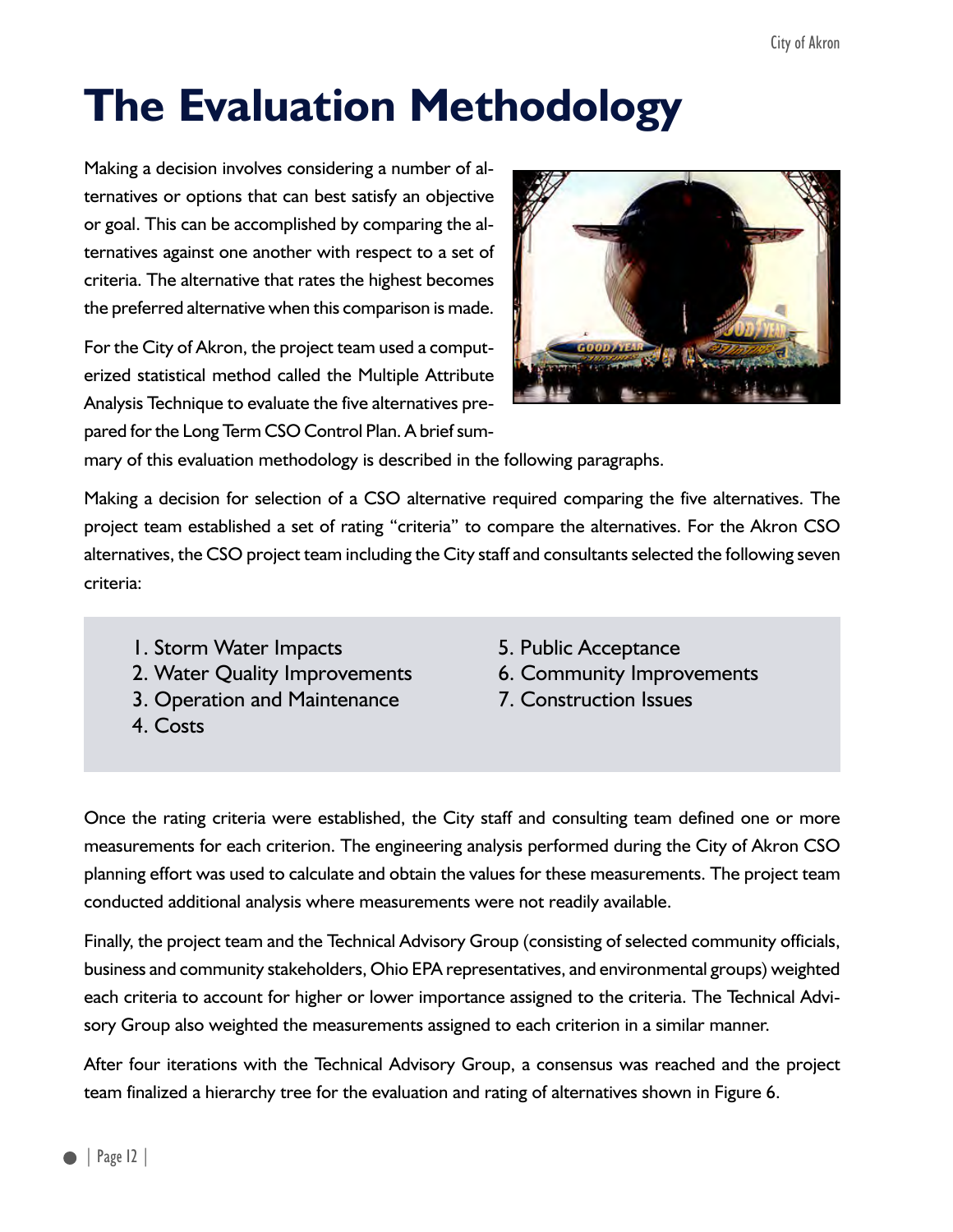# The Evaluation Methodology

Making a decision involves considering a number of alternatives or options that can best satisfy an objective or goal. This can be accomplished by comparing the alternatives against one another with respect to a set of criteria. The alternative that rates the highest becomes the preferred alternative when this comparison is made.

For the City of Akron, the project team used a computerized statistical method called the Multiple Attribute Analysis Technique to evaluate the five alternatives prepared for the Long Term CSO Control Plan. A brief summary of this evaluation methodology is described in the following paragraphs.

Making a decision for selection of a CSO alternative required comparing the five alternatives. The project team established a set of rating "criteria" to compare the alternatives. For the Akron CSO alternatives, the CSO project team including the City staff and consultants selected the following seven criteria:

1. Storm Water Impacts
2. Water Quality Improvements
3. Operation and Maintenance
4. Costs
5. Public Acceptance
6. Community Improvements
7. Construction Issues

Once the rating criteria were established, the City staff and consulting team defined one or more measurements for each criterion. The engineering analysis performed during the City of Akron CSO planning effort was used to calculate and obtain the values for these measurements. The project team conducted additional analysis where measurements were not readily available.

Finally, the project team and the Technical Advisory Group (consisting of selected community officials, business and community stakeholders, Ohio EPA representatives, and environmental groups) weighted each criteria to account for higher or lower importance assigned to the criteria. The Technical Advisory Group also weighted the measurements assigned to each criterion in a similar manner.

After four iterations with the Technical Advisory Group, a consensus was reached and the project team finalized a hierarchy tree for the evaluation and rating of alternatives shown in Figure 6.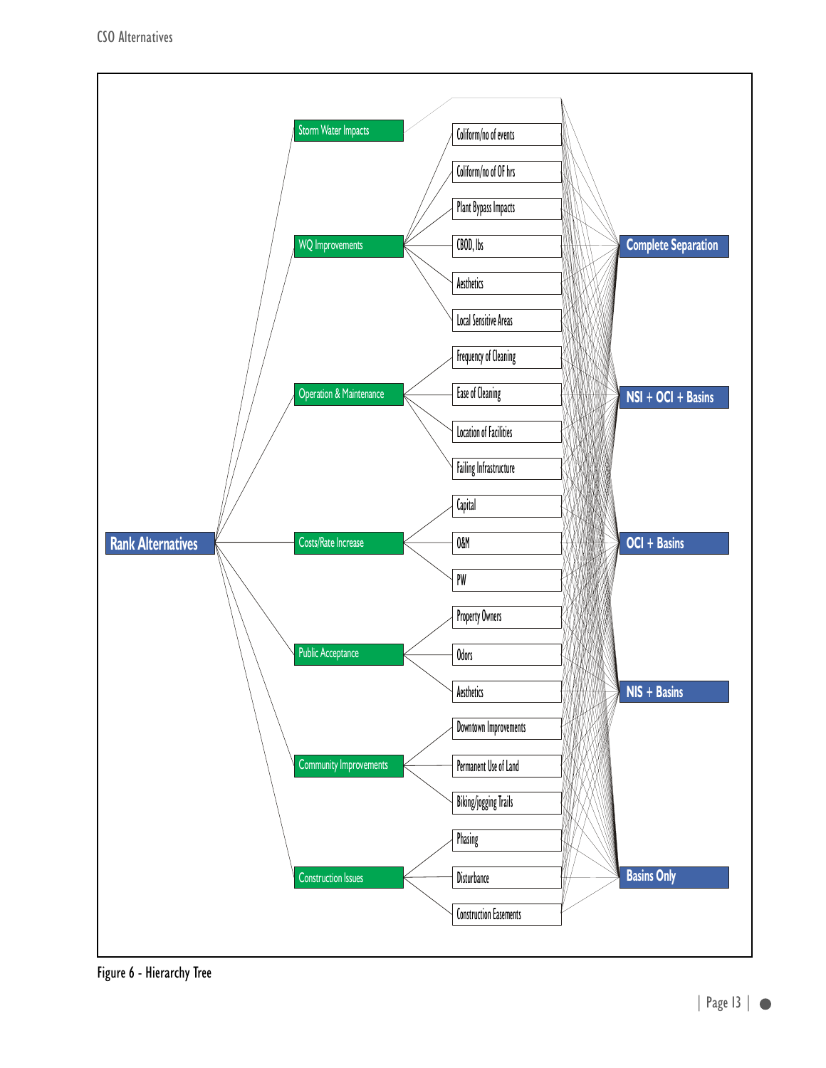Rank Alternatives

- Storm Water Impacts
- WQ Improvements
  - Coliform/no of events
  - Coliform/no of OF hrs
  - Plant Bypass Impacts
  - CBOD, lbs
  - Aesthetics
  - Local Sensitive Areas
- Operation & Maintenance
  - Frequency of Cleaning
  - Ease of Cleaning
  - Location of Facilities
  - Failing Infrastructure
- Costs/Rate Increase
  - Capital
  - O&M
  - PW
- Public Acceptance
  - Property Owners
  - Odors
  - Aesthetics
- Community Improvements
  - Downtown Improvements
  - Permanent Use of Land
  - Biking/jogging Trails
- Construction Issues
  - Phasing
  - Disturbance
  - Construction Easements

Alternatives:

- Complete Separation
- NSI + OCI + Basins
- OCI + Basins
- NIS + Basins
- Basins Only

Figure 6 - Hierarchy Tree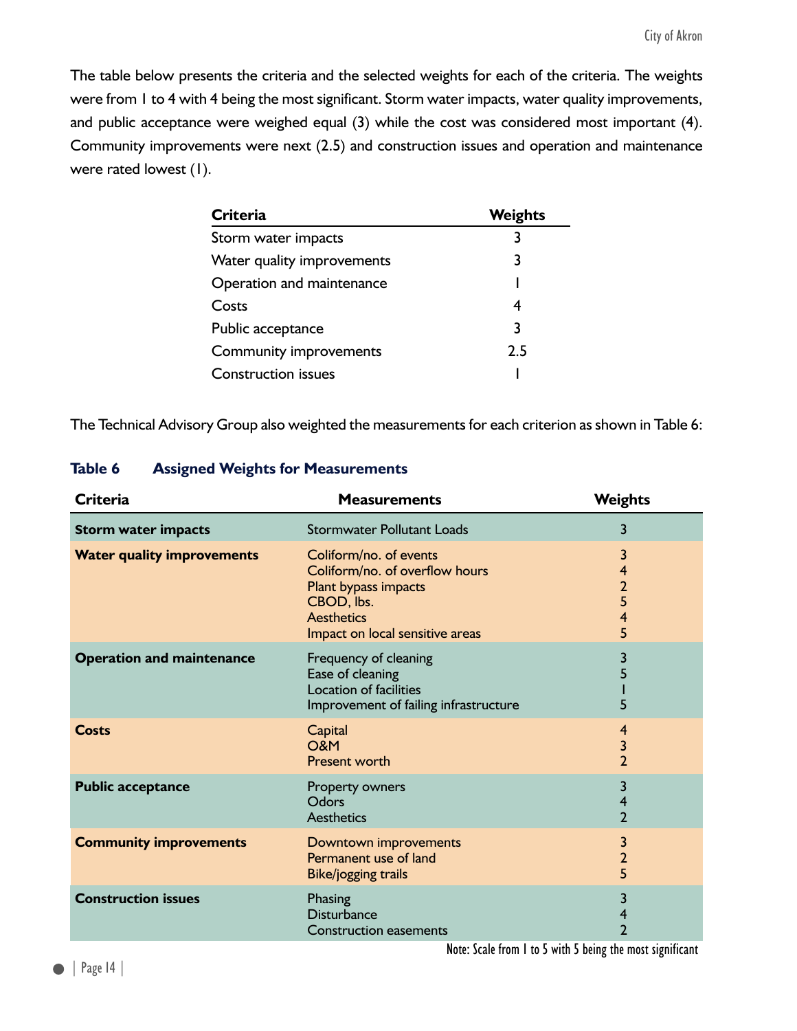The table below presents the criteria and the selected weights for each of the criteria. The weights were from 1 to 4 with 4 being the most significant. Storm water impacts, water quality improvements, and public acceptance were weighed equal (3) while the cost was considered most important (4). Community improvements were next (2.5) and construction issues and operation and maintenance were rated lowest (1).

| Criteria | Weights |
| --- | --- |
| Storm water impacts | 3 |
| Water quality improvements | 3 |
| Operation and maintenance | 1 |
| Costs | 4 |
| Public acceptance | 3 |
| Community improvements | 2.5 |
| Construction issues | 1 |

The Technical Advisory Group also weighted the measurements for each criterion as shown in Table 6:

**Table 6 Assigned Weights for Measurements**

| Criteria | Measurements | Weights |
| --- | --- | --- |
| **Storm water impacts** | Stormwater Pollutant Loads | 3 |
| **Water quality improvements** | Coliform/no. of events | 3 |
| | Coliform/no. of overflow hours | 4 |
| | Plant bypass impacts | 2 |
| | CBOD, lbs. | 5 |
| | Aesthetics | 4 |
| | Impact on local sensitive areas | 5 |
| **Operation and maintenance** | Frequency of cleaning | 3 |
| | Ease of cleaning | 5 |
| | Location of facilities | 1 |
| | Improvement of failing infrastructure | 5 |
| **Costs** | Capital | 4 |
| | O&M | 3 |
| | Present worth | 2 |
| **Public acceptance** | Property owners | 3 |
| | Odors | 4 |
| | Aesthetics | 2 |
| **Community improvements** | Downtown improvements | 3 |
| | Permanent use of land | 2 |
| | Bike/jogging trails | 5 |
| **Construction issues** | Phasing | 3 |
| | Disturbance | 4 |
| | Construction easements | 2 |

Note: Scale from 1 to 5 with 5 being the most significant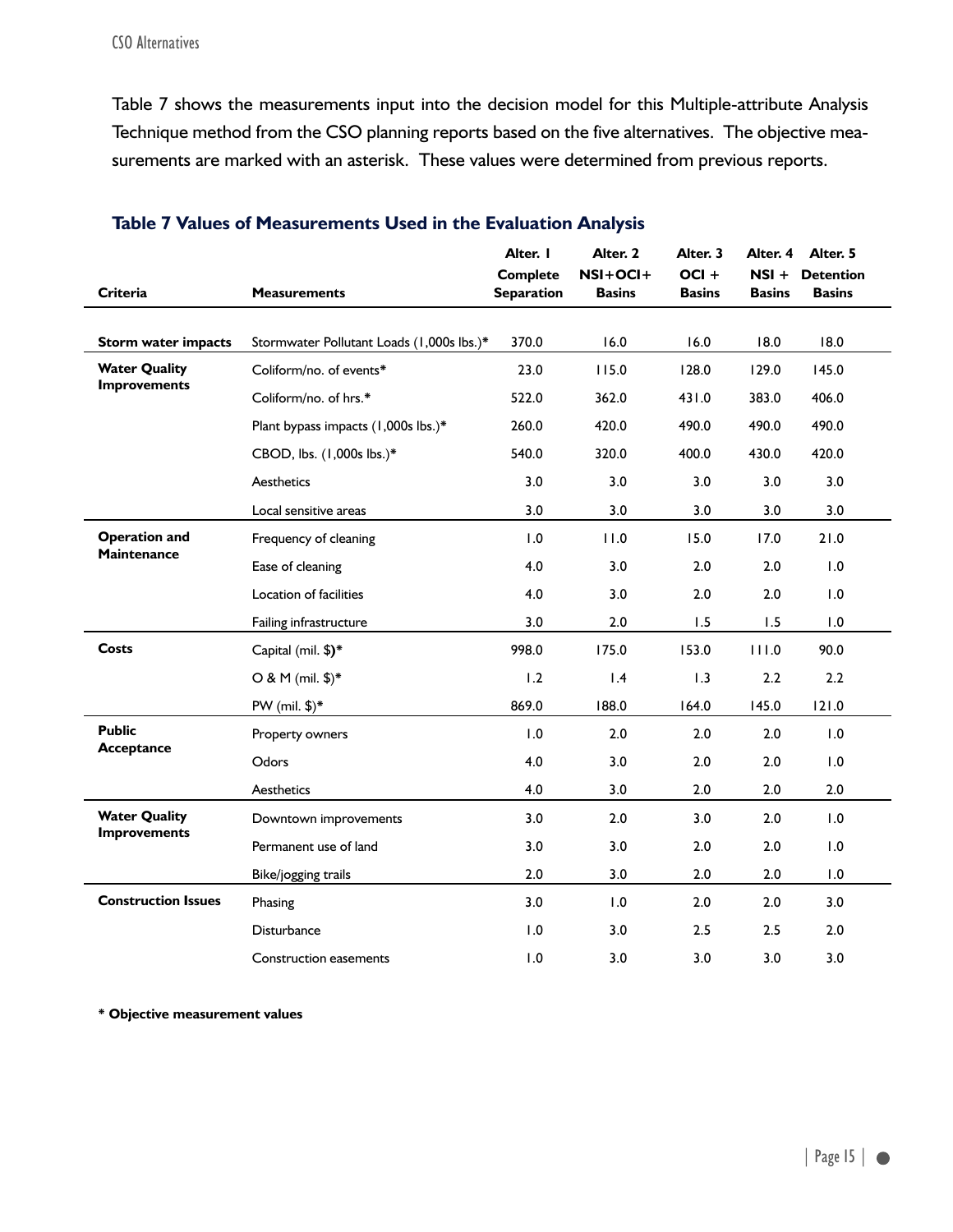Table 7 shows the measurements input into the decision model for this Multiple-attribute Analysis Technique method from the CSO planning reports based on the five alternatives. The objective measurements are marked with an asterisk. These values were determined from previous reports.

## Table 7 Values of Measurements Used in the Evaluation Analysis

| Criteria | Measurements | Alter. 1 Complete Separation | Alter. 2 NSI+OCI+ Basins | Alter. 3 OCI + Basins | Alter. 4 NSI + Basins | Alter. 5 Detention Basins |
|---|---|---|---|---|---|---|
| **Storm water impacts** | Stormwater Pollutant Loads (1,000s lbs.)* | 370.0 | 16.0 | 16.0 | 18.0 | 18.0 |
| **Water Quality Improvements** | Coliform/no. of events* | 23.0 | 115.0 | 128.0 | 129.0 | 145.0 |
| | Coliform/no. of hrs.* | 522.0 | 362.0 | 431.0 | 383.0 | 406.0 |
| | Plant bypass impacts (1,000s lbs.)* | 260.0 | 420.0 | 490.0 | 490.0 | 490.0 |
| | CBOD, lbs. (1,000s lbs.)* | 540.0 | 320.0 | 400.0 | 430.0 | 420.0 |
| | Aesthetics | 3.0 | 3.0 | 3.0 | 3.0 | 3.0 |
| | Local sensitive areas | 3.0 | 3.0 | 3.0 | 3.0 | 3.0 |
| **Operation and Maintenance** | Frequency of cleaning | 1.0 | 11.0 | 15.0 | 17.0 | 21.0 |
| | Ease of cleaning | 4.0 | 3.0 | 2.0 | 2.0 | 1.0 |
| | Location of facilities | 4.0 | 3.0 | 2.0 | 2.0 | 1.0 |
| | Failing infrastructure | 3.0 | 2.0 | 1.5 | 1.5 | 1.0 |
| **Costs** | Capital (mil. $)* | 998.0 | 175.0 | 153.0 | 111.0 | 90.0 |
| | O & M (mil. $)* | 1.2 | 1.4 | 1.3 | 2.2 | 2.2 |
| | PW (mil. $)* | 869.0 | 188.0 | 164.0 | 145.0 | 121.0 |
| **Public Acceptance** | Property owners | 1.0 | 2.0 | 2.0 | 2.0 | 1.0 |
| | Odors | 4.0 | 3.0 | 2.0 | 2.0 | 1.0 |
| | Aesthetics | 4.0 | 3.0 | 2.0 | 2.0 | 2.0 |
| **Water Quality Improvements** | Downtown improvements | 3.0 | 2.0 | 3.0 | 2.0 | 1.0 |
| | Permanent use of land | 3.0 | 3.0 | 2.0 | 2.0 | 1.0 |
| | Bike/jogging trails | 2.0 | 3.0 | 2.0 | 2.0 | 1.0 |
| **Construction Issues** | Phasing | 3.0 | 1.0 | 2.0 | 2.0 | 3.0 |
| | Disturbance | 1.0 | 3.0 | 2.5 | 2.5 | 2.0 |
| | Construction easements | 1.0 | 3.0 | 3.0 | 3.0 | 3.0 |

**\* Objective measurement values**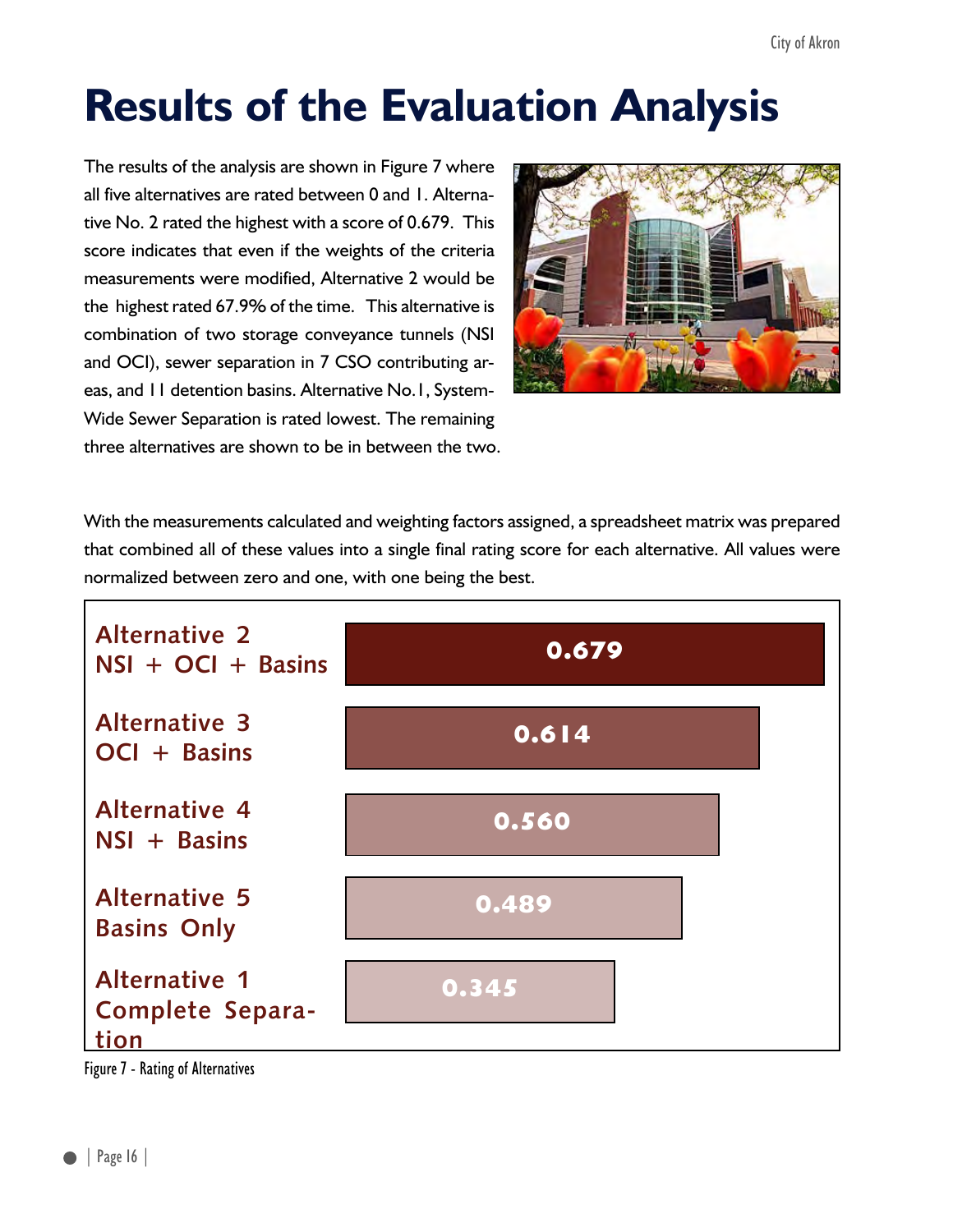# Results of the Evaluation Analysis

The results of the analysis are shown in Figure 7 where all five alternatives are rated between 0 and 1. Alternative No. 2 rated the highest with a score of 0.679. This score indicates that even if the weights of the criteria measurements were modified, Alternative 2 would be the highest rated 67.9% of the time. This alternative is combination of two storage conveyance tunnels (NSI and OCI), sewer separation in 7 CSO contributing areas, and 11 detention basins. Alternative No.1, System-Wide Sewer Separation is rated lowest. The remaining three alternatives are shown to be in between the two.

With the measurements calculated and weighting factors assigned, a spreadsheet matrix was prepared that combined all of these values into a single final rating score for each alternative. All values were normalized between zero and one, with one being the best.

| Alternative | Rating |
|---|---|
| Alternative 2 NSI + OCI + Basins | 0.679 |
| Alternative 3 OCI + Basins | 0.614 |
| Alternative 4 NSI + Basins | 0.560 |
| Alternative 5 Basins Only | 0.489 |
| Alternative 1 Complete Separation | 0.345 |

Figure 7 - Rating of Alternatives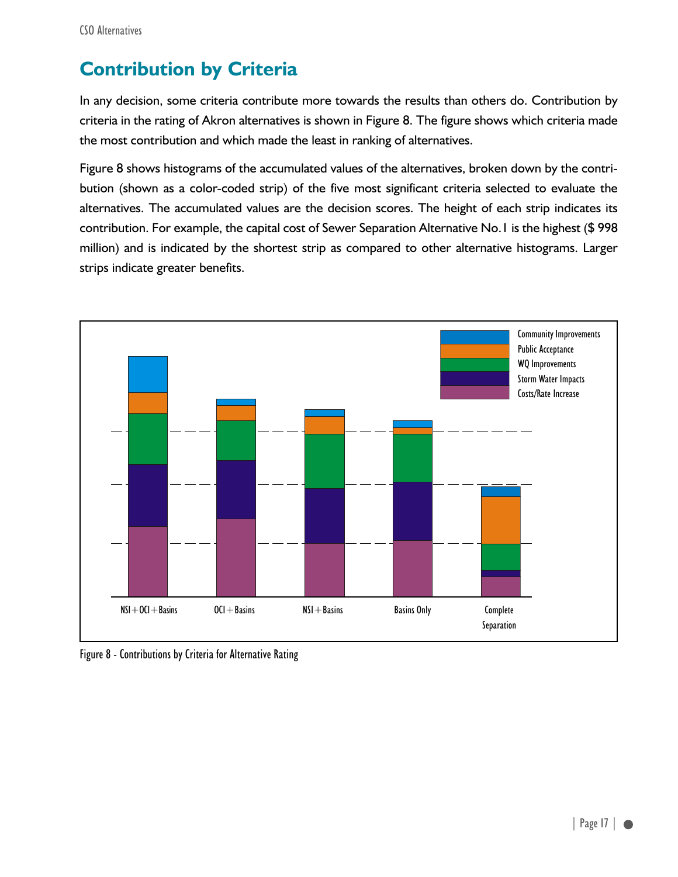## Contribution by Criteria

In any decision, some criteria contribute more towards the results than others do. Contribution by criteria in the rating of Akron alternatives is shown in Figure 8. The figure shows which criteria made the most contribution and which made the least in ranking of alternatives.

Figure 8 shows histograms of the accumulated values of the alternatives, broken down by the contribution (shown as a color-coded strip) of the five most significant criteria selected to evaluate the alternatives. The accumulated values are the decision scores. The height of each strip indicates its contribution. For example, the capital cost of Sewer Separation Alternative No.1 is the highest ($ 998 million) and is indicated by the shortest strip as compared to other alternative histograms. Larger strips indicate greater benefits.

Figure 8 - Contributions by Criteria for Alternative Rating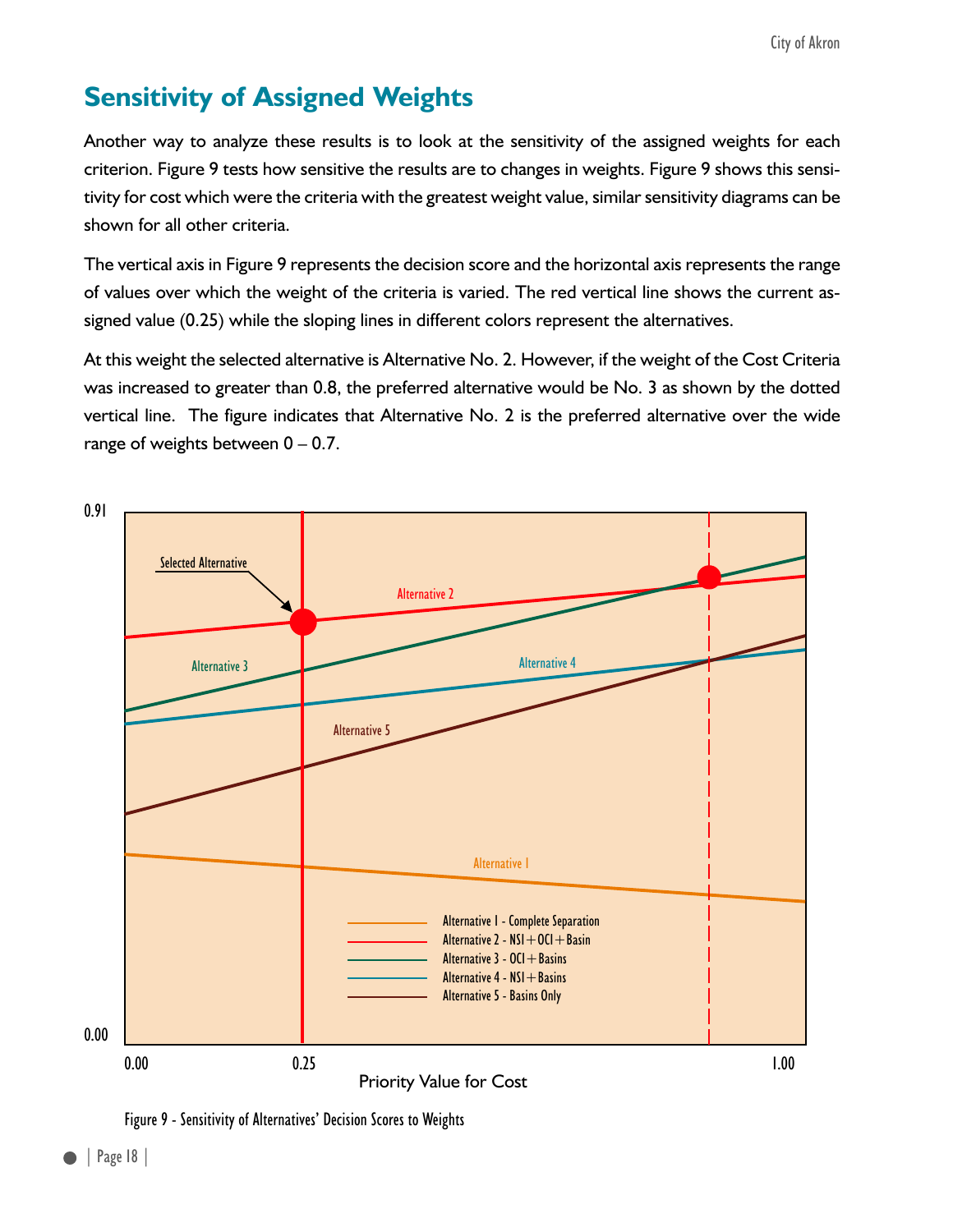## Sensitivity of Assigned Weights

Another way to analyze these results is to look at the sensitivity of the assigned weights for each criterion. Figure 9 tests how sensitive the results are to changes in weights. Figure 9 shows this sensitivity for cost which were the criteria with the greatest weight value, similar sensitivity diagrams can be shown for all other criteria.

The vertical axis in Figure 9 represents the decision score and the horizontal axis represents the range of values over which the weight of the criteria is varied. The red vertical line shows the current assigned value (0.25) while the sloping lines in different colors represent the alternatives.

At this weight the selected alternative is Alternative No. 2. However, if the weight of the Cost Criteria was increased to greater than 0.8, the preferred alternative would be No. 3 as shown by the dotted vertical line. The figure indicates that Alternative No. 2 is the preferred alternative over the wide range of weights between 0 – 0.7.

Figure 9 - Sensitivity of Alternatives' Decision Scores to Weights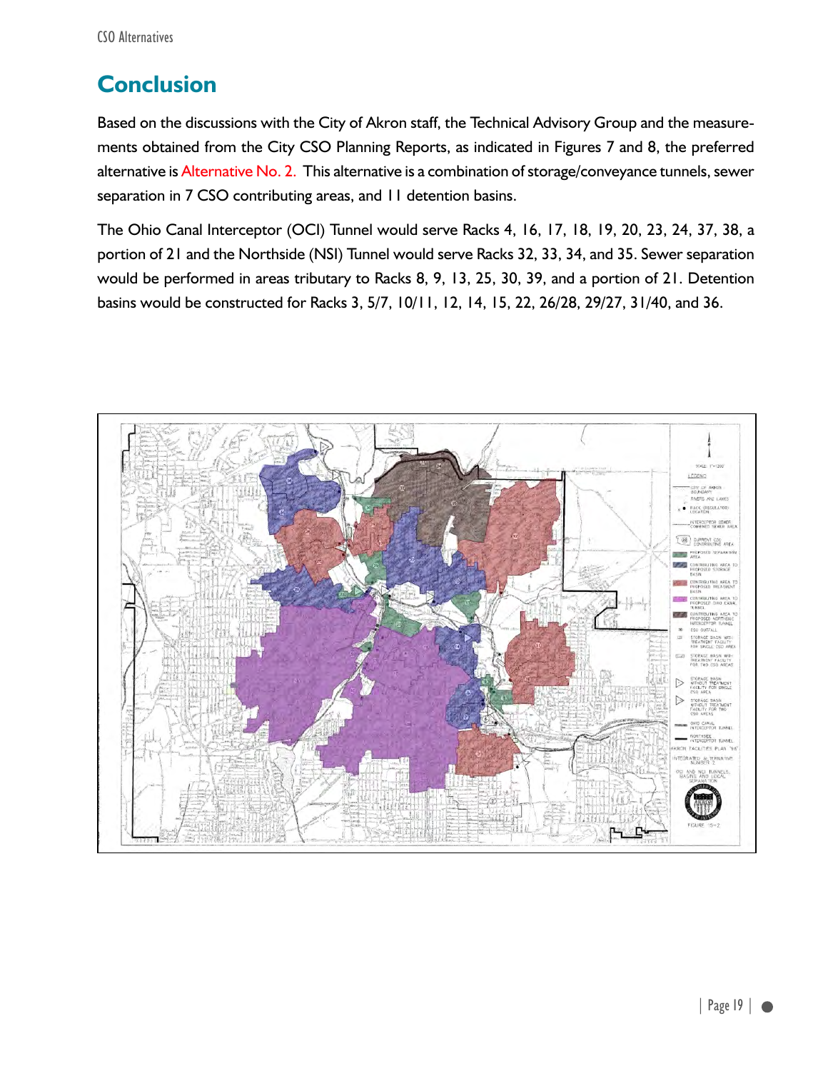## Conclusion

Based on the discussions with the City of Akron staff, the Technical Advisory Group and the measurements obtained from the City CSO Planning Reports, as indicated in Figures 7 and 8, the preferred alternative is Alternative No. 2. This alternative is a combination of storage/conveyance tunnels, sewer separation in 7 CSO contributing areas, and 11 detention basins.

The Ohio Canal Interceptor (OCI) Tunnel would serve Racks 4, 16, 17, 18, 19, 20, 23, 24, 37, 38, a portion of 21 and the Northside (NSI) Tunnel would serve Racks 32, 33, 34, and 35. Sewer separation would be performed in areas tributary to Racks 8, 9, 13, 25, 30, 39, and a portion of 21. Detention basins would be constructed for Racks 3, 5/7, 10/11, 12, 14, 15, 22, 26/28, 29/27, 31/40, and 36.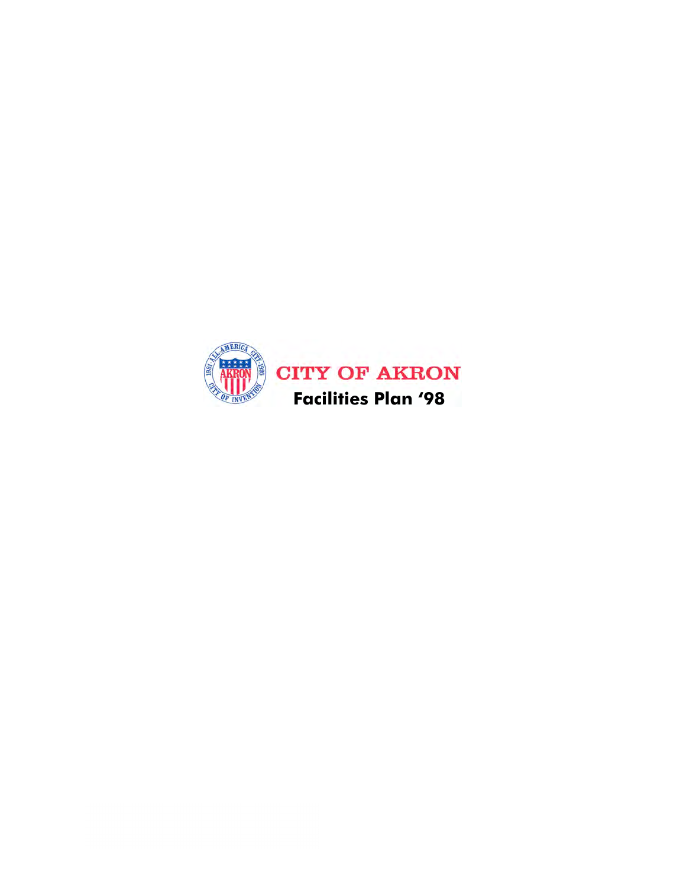CITY OF AKRON

**Facilities Plan '98**